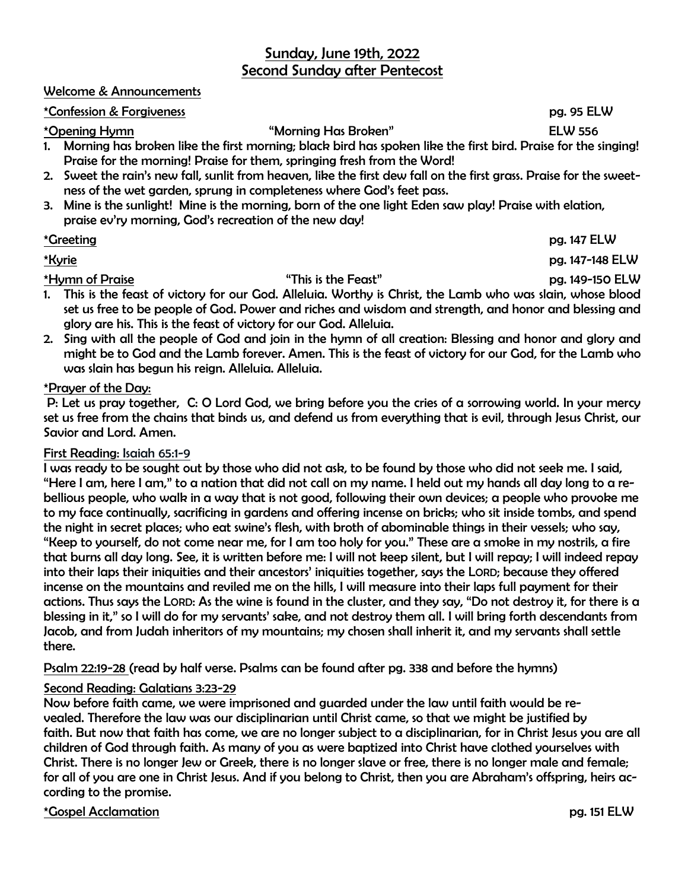# Sunday, June 19th, 2022
## Second Sunday after Pentecost

Welcome & Announcements

*Confession & Forgiveness pg. 95 ELW

*Opening Hymn "Morning Has Broken" ELW 556

1. Morning has broken like the first morning; black bird has spoken like the first bird. Praise for the singing! Praise for the morning! Praise for them, springing fresh from the Word!
2. Sweet the rain's new fall, sunlit from heaven, like the first dew fall on the first grass. Praise for the sweetness of the wet garden, sprung in completeness where God's feet pass.
3. Mine is the sunlight! Mine is the morning, born of the one light Eden saw play! Praise with elation, praise ev'ry morning, God's recreation of the new day!

*Greeting pg. 147 ELW

*Kyrie pg. 147-148 ELW

*Hymn of Praise "This is the Feast" pg. 149-150 ELW

1. This is the feast of victory for our God. Alleluia. Worthy is Christ, the Lamb who was slain, whose blood set us free to be people of God. Power and riches and wisdom and strength, and honor and blessing and glory are his. This is the feast of victory for our God. Alleluia.
2. Sing with all the people of God and join in the hymn of all creation: Blessing and honor and glory and might be to God and the Lamb forever. Amen. This is the feast of victory for our God, for the Lamb who was slain has begun his reign. Alleluia. Alleluia.

*Prayer of the Day:

P: Let us pray together, C: O Lord God, we bring before you the cries of a sorrowing world. In your mercy set us free from the chains that binds us, and defend us from everything that is evil, through Jesus Christ, our Savior and Lord. Amen.

First Reading: Isaiah 65:1-9

I was ready to be sought out by those who did not ask, to be found by those who did not seek me. I said, "Here I am, here I am," to a nation that did not call on my name. I held out my hands all day long to a rebellious people, who walk in a way that is not good, following their own devices; a people who provoke me to my face continually, sacrificing in gardens and offering incense on bricks; who sit inside tombs, and spend the night in secret places; who eat swine's flesh, with broth of abominable things in their vessels; who say, "Keep to yourself, do not come near me, for I am too holy for you." These are a smoke in my nostrils, a fire that burns all day long. See, it is written before me: I will not keep silent, but I will repay; I will indeed repay into their laps their iniquities and their ancestors' iniquities together, says the LORD; because they offered incense on the mountains and reviled me on the hills, I will measure into their laps full payment for their actions. Thus says the LORD: As the wine is found in the cluster, and they say, "Do not destroy it, for there is a blessing in it," so I will do for my servants' sake, and not destroy them all. I will bring forth descendants from Jacob, and from Judah inheritors of my mountains; my chosen shall inherit it, and my servants shall settle there.

Psalm 22:19-28 (read by half verse. Psalms can be found after pg. 338 and before the hymns)

Second Reading: Galatians 3:23-29

Now before faith came, we were imprisoned and guarded under the law until faith would be revealed. Therefore the law was our disciplinarian until Christ came, so that we might be justified by faith. But now that faith has come, we are no longer subject to a disciplinarian, for in Christ Jesus you are all children of God through faith. As many of you as were baptized into Christ have clothed yourselves with Christ. There is no longer Jew or Greek, there is no longer slave or free, there is no longer male and female; for all of you are one in Christ Jesus. And if you belong to Christ, then you are Abraham's offspring, heirs according to the promise.

*Gospel Acclamation pg. 151 ELW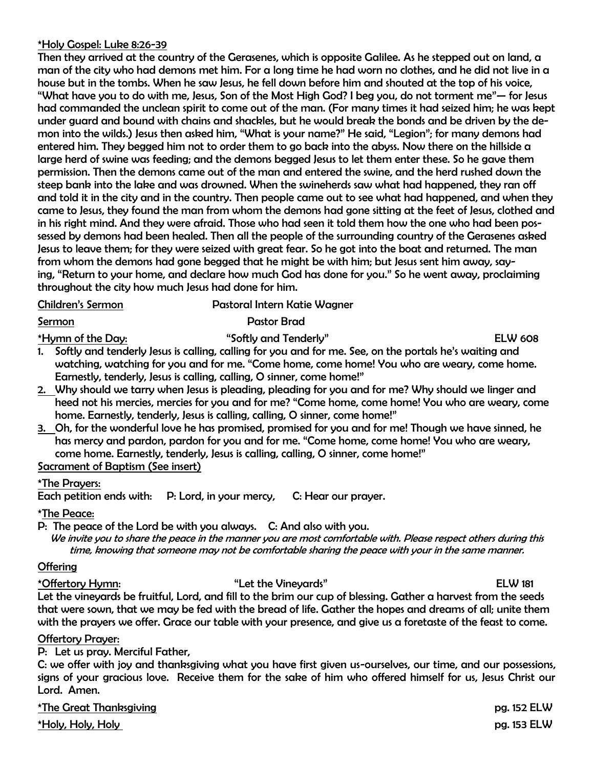*Holy Gospel: Luke 8:26-39

Then they arrived at the country of the Gerasenes, which is opposite Galilee. As he stepped out on land, a man of the city who had demons met him. For a long time he had worn no clothes, and he did not live in a house but in the tombs. When he saw Jesus, he fell down before him and shouted at the top of his voice, "What have you to do with me, Jesus, Son of the Most High God? I beg you, do not torment me"— for Jesus had commanded the unclean spirit to come out of the man. (For many times it had seized him; he was kept under guard and bound with chains and shackles, but he would break the bonds and be driven by the demon into the wilds.) Jesus then asked him, "What is your name?" He said, "Legion"; for many demons had entered him. They begged him not to order them to go back into the abyss. Now there on the hillside a large herd of swine was feeding; and the demons begged Jesus to let them enter these. So he gave them permission. Then the demons came out of the man and entered the swine, and the herd rushed down the steep bank into the lake and was drowned. When the swineherds saw what had happened, they ran off and told it in the city and in the country. Then people came out to see what had happened, and when they came to Jesus, they found the man from whom the demons had gone sitting at the feet of Jesus, clothed and in his right mind. And they were afraid. Those who had seen it told them how the one who had been possessed by demons had been healed. Then all the people of the surrounding country of the Gerasenes asked Jesus to leave them; for they were seized with great fear. So he got into the boat and returned. The man from whom the demons had gone begged that he might be with him; but Jesus sent him away, saying, "Return to your home, and declare how much God has done for you." So he went away, proclaiming throughout the city how much Jesus had done for him.

Children's Sermon — Pastoral Intern Katie Wagner

Sermon — Pastor Brad

*Hymn of the Day: "Softly and Tenderly" ELW 608

1. Softly and tenderly Jesus is calling, calling for you and for me. See, on the portals he's waiting and watching, watching for you and for me. "Come home, come home! You who are weary, come home. Earnestly, tenderly, Jesus is calling, calling, O sinner, come home!"
2. Why should we tarry when Jesus is pleading, pleading for you and for me? Why should we linger and heed not his mercies, mercies for you and for me? "Come home, come home! You who are weary, come home. Earnestly, tenderly, Jesus is calling, calling, O sinner, come home!"
3. Oh, for the wonderful love he has promised, promised for you and for me! Though we have sinned, he has mercy and pardon, pardon for you and for me. "Come home, come home! You who are weary, come home. Earnestly, tenderly, Jesus is calling, calling, O sinner, come home!"

Sacrament of Baptism (See insert)

*The Prayers:

Each petition ends with: P: Lord, in your mercy, C: Hear our prayer.

*The Peace:

P: The peace of the Lord be with you always. C: And also with you.

*We invite you to share the peace in the manner you are most comfortable with. Please respect others during this time, knowing that someone may not be comfortable sharing the peace with your in the same manner.*

Offering

*Offertory Hymn: "Let the Vineyards" ELW 181

Let the vineyards be fruitful, Lord, and fill to the brim our cup of blessing. Gather a harvest from the seeds that were sown, that we may be fed with the bread of life. Gather the hopes and dreams of all; unite them with the prayers we offer. Grace our table with your presence, and give us a foretaste of the feast to come.

Offertory Prayer:

P: Let us pray. Merciful Father,

C: we offer with joy and thanksgiving what you have first given us-ourselves, our time, and our possessions, signs of your gracious love. Receive them for the sake of him who offered himself for us, Jesus Christ our Lord. Amen.

*The Great Thanksgiving — pg. 152 ELW

*Holy, Holy, Holy — pg. 153 ELW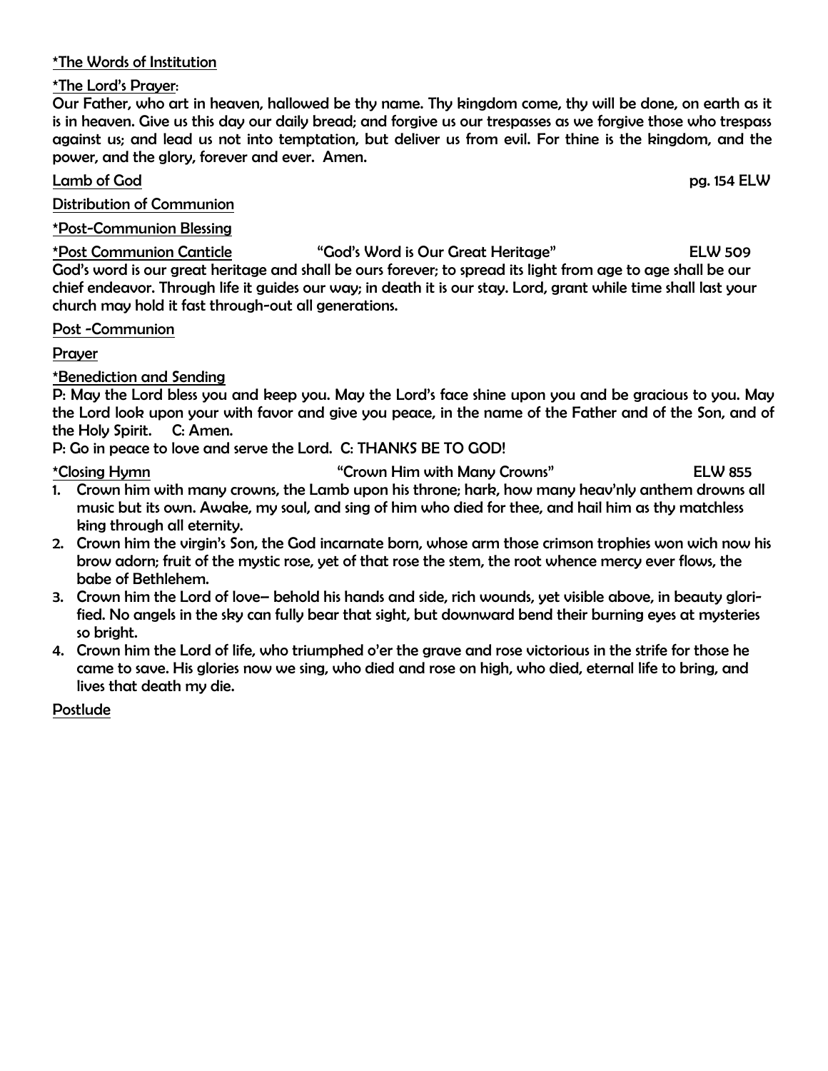*The Words of Institution

*The Lord's Prayer:

Our Father, who art in heaven, hallowed be thy name. Thy kingdom come, thy will be done, on earth as it is in heaven. Give us this day our daily bread; and forgive us our trespasses as we forgive those who trespass against us; and lead us not into temptation, but deliver us from evil. For thine is the kingdom, and the power, and the glory, forever and ever. Amen.

Lamb of God pg. 154 ELW

Distribution of Communion

*Post-Communion Blessing

*Post Communion Canticle "God's Word is Our Great Heritage" ELW 509

God's word is our great heritage and shall be ours forever; to spread its light from age to age shall be our chief endeavor. Through life it guides our way; in death it is our stay. Lord, grant while time shall last your church may hold it fast through-out all generations.

Post -Communion

Prayer

*Benediction and Sending

P: May the Lord bless you and keep you. May the Lord's face shine upon you and be gracious to you. May the Lord look upon your with favor and give you peace, in the name of the Father and of the Son, and of the Holy Spirit. C: Amen.

P: Go in peace to love and serve the Lord. C: THANKS BE TO GOD!

*Closing Hymn "Crown Him with Many Crowns" ELW 855

1. Crown him with many crowns, the Lamb upon his throne; hark, how many heav'nly anthem drowns all music but its own. Awake, my soul, and sing of him who died for thee, and hail him as thy matchless king through all eternity.
2. Crown him the virgin's Son, the God incarnate born, whose arm those crimson trophies won wich now his brow adorn; fruit of the mystic rose, yet of that rose the stem, the root whence mercy ever flows, the babe of Bethlehem.
3. Crown him the Lord of love– behold his hands and side, rich wounds, yet visible above, in beauty glori-fied. No angels in the sky can fully bear that sight, but downward bend their burning eyes at mysteries so bright.
4. Crown him the Lord of life, who triumphed o'er the grave and rose victorious in the strife for those he came to save. His glories now we sing, who died and rose on high, who died, eternal life to bring, and lives that death my die.

Postlude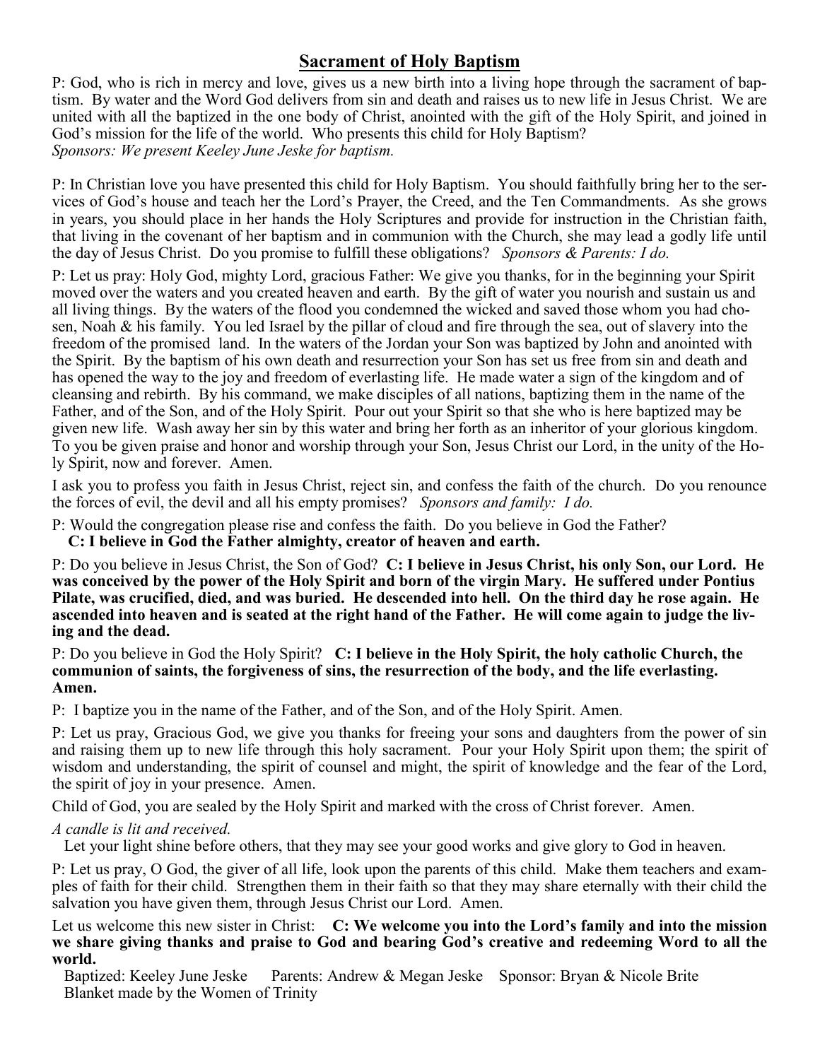## Sacrament of Holy Baptism

P: God, who is rich in mercy and love, gives us a new birth into a living hope through the sacrament of baptism. By water and the Word God delivers from sin and death and raises us to new life in Jesus Christ. We are united with all the baptized in the one body of Christ, anointed with the gift of the Holy Spirit, and joined in God's mission for the life of the world. Who presents this child for Holy Baptism?
*Sponsors: We present Keeley June Jeske for baptism.*

P: In Christian love you have presented this child for Holy Baptism. You should faithfully bring her to the services of God's house and teach her the Lord's Prayer, the Creed, and the Ten Commandments. As she grows in years, you should place in her hands the Holy Scriptures and provide for instruction in the Christian faith, that living in the covenant of her baptism and in communion with the Church, she may lead a godly life until the day of Jesus Christ. Do you promise to fulfill these obligations? *Sponsors & Parents: I do.*

P: Let us pray: Holy God, mighty Lord, gracious Father: We give you thanks, for in the beginning your Spirit moved over the waters and you created heaven and earth. By the gift of water you nourish and sustain us and all living things. By the waters of the flood you condemned the wicked and saved those whom you had chosen, Noah & his family. You led Israel by the pillar of cloud and fire through the sea, out of slavery into the freedom of the promised land. In the waters of the Jordan your Son was baptized by John and anointed with the Spirit. By the baptism of his own death and resurrection your Son has set us free from sin and death and has opened the way to the joy and freedom of everlasting life. He made water a sign of the kingdom and of cleansing and rebirth. By his command, we make disciples of all nations, baptizing them in the name of the Father, and of the Son, and of the Holy Spirit. Pour out your Spirit so that she who is here baptized may be given new life. Wash away her sin by this water and bring her forth as an inheritor of your glorious kingdom. To you be given praise and honor and worship through your Son, Jesus Christ our Lord, in the unity of the Holy Spirit, now and forever. Amen.

I ask you to profess you faith in Jesus Christ, reject sin, and confess the faith of the church. Do you renounce the forces of evil, the devil and all his empty promises? *Sponsors and family: I do.*

P: Would the congregation please rise and confess the faith. Do you believe in God the Father?
**C: I believe in God the Father almighty, creator of heaven and earth.**

P: Do you believe in Jesus Christ, the Son of God? **C: I believe in Jesus Christ, his only Son, our Lord. He was conceived by the power of the Holy Spirit and born of the virgin Mary. He suffered under Pontius Pilate, was crucified, died, and was buried. He descended into hell. On the third day he rose again. He ascended into heaven and is seated at the right hand of the Father. He will come again to judge the living and the dead.**

P: Do you believe in God the Holy Spirit? **C: I believe in the Holy Spirit, the holy catholic Church, the communion of saints, the forgiveness of sins, the resurrection of the body, and the life everlasting. Amen.**

P: I baptize you in the name of the Father, and of the Son, and of the Holy Spirit. Amen.

P: Let us pray, Gracious God, we give you thanks for freeing your sons and daughters from the power of sin and raising them up to new life through this holy sacrament. Pour your Holy Spirit upon them; the spirit of wisdom and understanding, the spirit of counsel and might, the spirit of knowledge and the fear of the Lord, the spirit of joy in your presence. Amen.

Child of God, you are sealed by the Holy Spirit and marked with the cross of Christ forever. Amen.

*A candle is lit and received.*

Let your light shine before others, that they may see your good works and give glory to God in heaven.

P: Let us pray, O God, the giver of all life, look upon the parents of this child. Make them teachers and examples of faith for their child. Strengthen them in their faith so that they may share eternally with their child the salvation you have given them, through Jesus Christ our Lord. Amen.

Let us welcome this new sister in Christ: **C: We welcome you into the Lord's family and into the mission we share giving thanks and praise to God and bearing God's creative and redeeming Word to all the world.**

Baptized: Keeley June Jeske  Parents: Andrew & Megan Jeske  Sponsor: Bryan & Nicole Brite
Blanket made by the Women of Trinity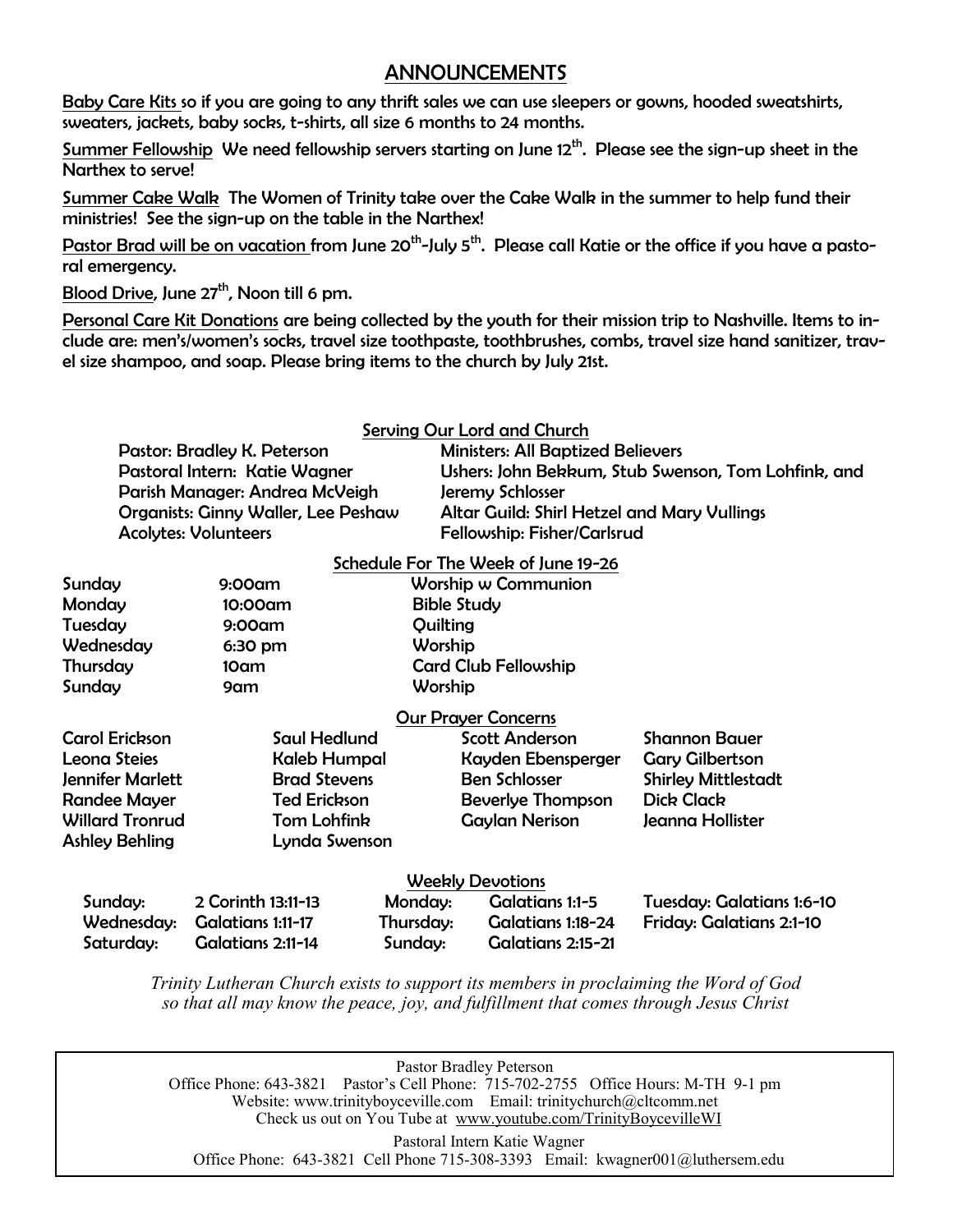## ANNOUNCEMENTS

Baby Care Kits so if you are going to any thrift sales we can use sleepers or gowns, hooded sweatshirts, sweaters, jackets, baby socks, t-shirts, all size 6 months to 24 months.

Summer Fellowship We need fellowship servers starting on June 12th. Please see the sign-up sheet in the Narthex to serve!

Summer Cake Walk The Women of Trinity take over the Cake Walk in the summer to help fund their ministries! See the sign-up on the table in the Narthex!

Pastor Brad will be on vacation from June 20th-July 5th. Please call Katie or the office if you have a pastoral emergency.

Blood Drive, June 27th, Noon till 6 pm.

Personal Care Kit Donations are being collected by the youth for their mission trip to Nashville. Items to include are: men's/women's socks, travel size toothpaste, toothbrushes, combs, travel size hand sanitizer, travel size shampoo, and soap. Please bring items to the church by July 21st.

### Serving Our Lord and Church

Pastor: Bradley K. Peterson
Pastoral Intern: Katie Wagner
Parish Manager: Andrea McVeigh
Organists: Ginny Waller, Lee Peshaw
Acolytes: Volunteers

Ministers: All Baptized Believers
Ushers: John Bekkum, Stub Swenson, Tom Lohfink, and Jeremy Schlosser
Altar Guild: Shirl Hetzel and Mary Vullings
Fellowship: Fisher/Carlsrud

### Schedule For The Week of June 19-26

| | | |
|---|---|---|
| Sunday | 9:00am | Worship w Communion |
| Monday | 10:00am | Bible Study |
| Tuesday | 9:00am | Quilting |
| Wednesday | 6:30 pm | Worship |
| Thursday | 10am | Card Club Fellowship |
| Sunday | 9am | Worship |

### Our Prayer Concerns

| | | | |
|---|---|---|---|
| Carol Erickson | Saul Hedlund | Scott Anderson | Shannon Bauer |
| Leona Steies | Kaleb Humpal | Kayden Ebensperger | Gary Gilbertson |
| Jennifer Marlett | Brad Stevens | Ben Schlosser | Shirley Mittlestadt |
| Randee Mayer | Ted Erickson | Beverlye Thompson | Dick Clack |
| Willard Tronrud | Tom Lohfink | Gaylan Nerison | Jeanna Hollister |
| Ashley Behling | Lynda Swenson | | |

### Weekly Devotions

| | | | | |
|---|---|---|---|---|
| Sunday: | 2 Corinth 13:11-13 | Monday: | Galatians 1:1-5 | Tuesday: Galatians 1:6-10 |
| Wednesday: | Galatians 1:11-17 | Thursday: | Galatians 1:18-24 | Friday: Galatians 2:1-10 |
| Saturday: | Galatians 2:11-14 | Sunday: | Galatians 2:15-21 | |

*Trinity Lutheran Church exists to support its members in proclaiming the Word of God so that all may know the peace, joy, and fulfillment that comes through Jesus Christ*

Pastor Bradley Peterson
Office Phone: 643-3821 Pastor's Cell Phone: 715-702-2755 Office Hours: M-TH 9-1 pm
Website: www.trinityboyceville.com Email: trinitychurch@cltcomm.net
Check us out on You Tube at www.youtube.com/TrinityBoycevilleWI

Pastoral Intern Katie Wagner
Office Phone: 643-3821 Cell Phone 715-308-3393 Email: kwagner001@luthersem.edu